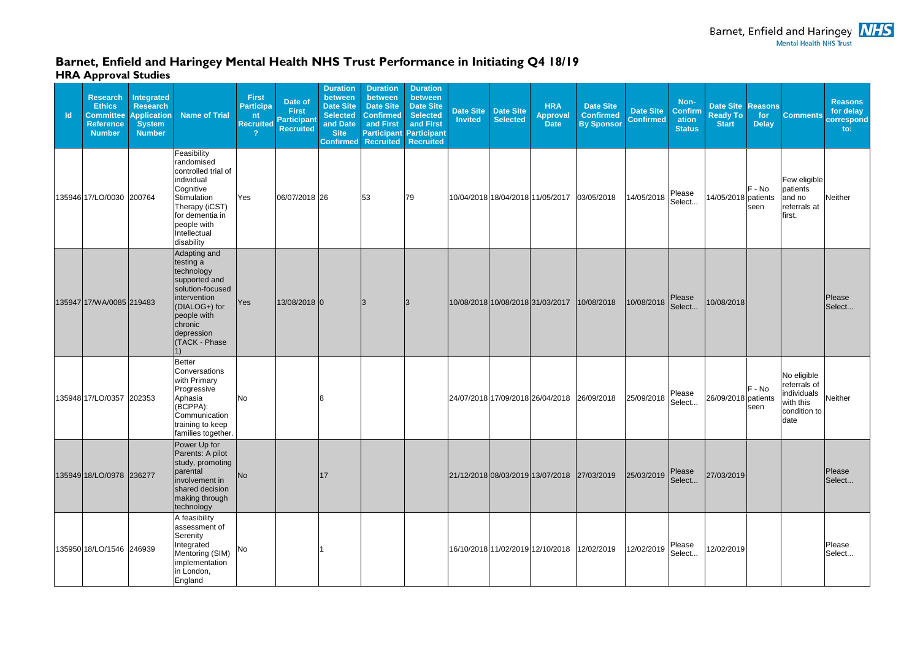# Barnet, Enfield and Haringey Mental Health NHS Trust Performance in Initiating Q4 18/19

## HRA Approval Studies

| Id | Research Ethics Committee Reference Number | Integrated Research Application System Number | Name of Trial | First Participant Recruited ? | Date of First Participant Recruited | Duration between Date Site Selected and Date Site Confirmed | Duration between Date Site Confirmed and First Participant Recruited | Duration between Date Site Selected and First Participant Recruited | Date Site Invited | Date Site Selected | HRA Approval Date | Date Site Confirmed By Sponsor | Date Site Confirmed | Non-Confirmation Status | Date Site Ready To Start | Reasons for Delay | Comments | Reasons for delay correspond to: |
|---|---|---|---|---|---|---|---|---|---|---|---|---|---|---|---|---|---|---|
| 135946 | 17/LO/0030 | 200764 | Feasibility randomised controlled trial of individual Cognitive Stimulation Therapy (iCST) for dementia in people with Intellectual disability | Yes | 06/07/2018 | 26 | 53 | 79 | 10/04/2018 | 18/04/2018 | 11/05/2017 | 03/05/2018 | 14/05/2018 | Please Select... | 14/05/2018 | F - No patients seen | Few eligible patients and no referrals at first. | Neither |
| 135947 | 17/WA/0085 | 219483 | Adapting and testing a technology supported and solution-focused intervention (DIALOG+) for people with chronic depression (TACK - Phase 1) | Yes | 13/08/2018 | 0 | 3 | 3 | 10/08/2018 | 10/08/2018 | 31/03/2017 | 10/08/2018 | 10/08/2018 | Please Select... | 10/08/2018 | | | Please Select... |
| 135948 | 17/LO/0357 | 202353 | Better Conversations with Primary Progressive Aphasia (BCPPA): Communication training to keep families together. | No | | 8 | | | 24/07/2018 | 17/09/2018 | 26/04/2018 | 26/09/2018 | 25/09/2018 | Please Select... | 26/09/2018 | F - No patients seen | No eligible referrals of individuals with this condition to date | Neither |
| 135949 | 18/LO/0978 | 236277 | Power Up for Parents: A pilot study, promoting parental involvement in shared decision making through technology | No | | 17 | | | 21/12/2018 | 08/03/2019 | 13/07/2018 | 27/03/2019 | 25/03/2019 | Please Select... | 27/03/2019 | | | Please Select... |
| 135950 | 18/LO/1546 | 246939 | A feasibility assessment of Serenity Integrated Mentoring (SIM) implementation in London, England | No | | 1 | | | 16/10/2018 | 11/02/2019 | 12/10/2018 | 12/02/2019 | 12/02/2019 | Please Select... | 12/02/2019 | | | Please Select... |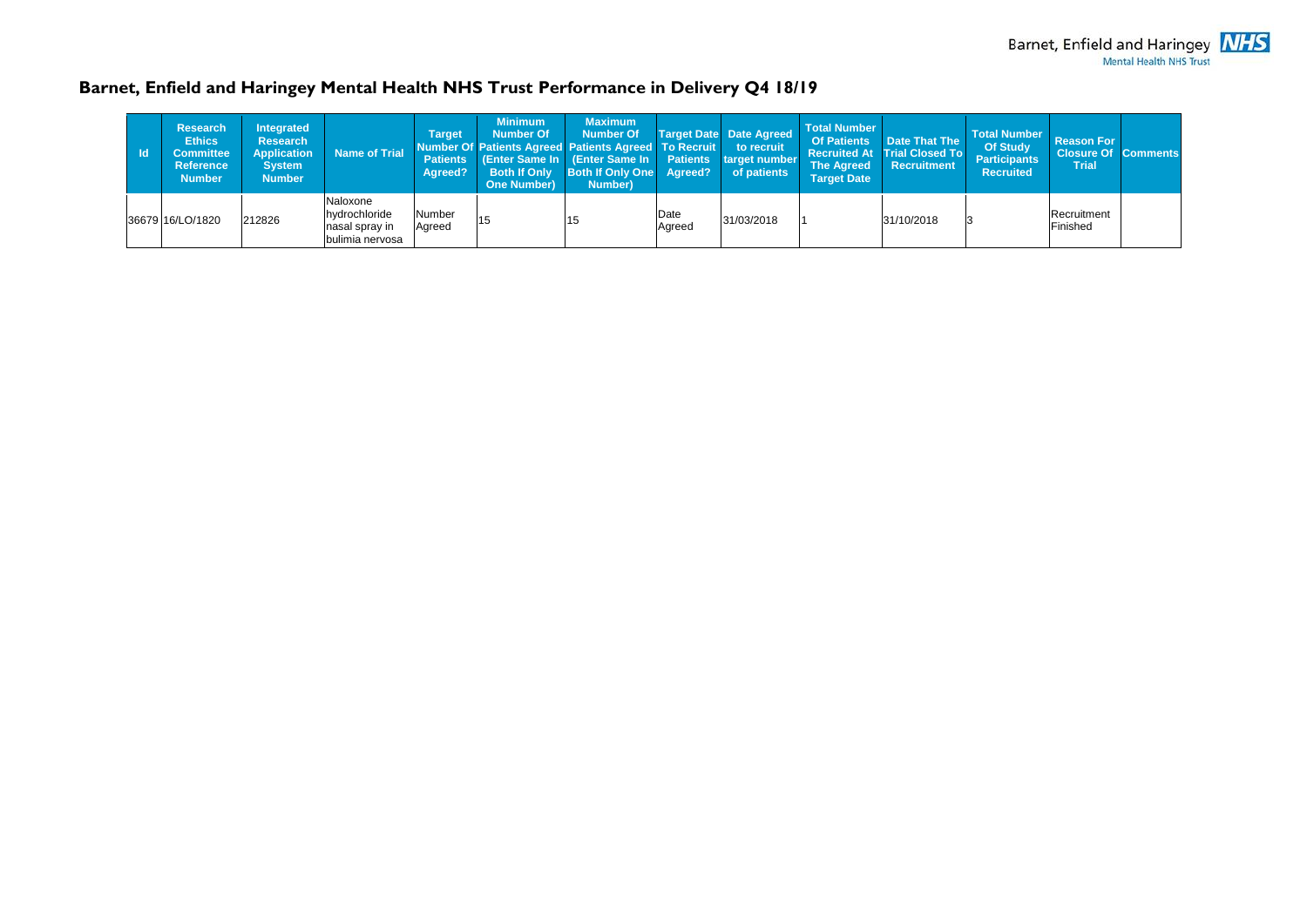# Barnet, Enfield and Haringey Mental Health NHS Trust Performance in Delivery Q4 18/19

| Id | Research Ethics Committee Reference Number | Integrated Research Application System Number | Name of Trial | Target Number Of Patients Agreed? | Minimum Number Of Patients Agreed (Enter Same In Both If Only One Number) | Maximum Number Of Patients Agreed (Enter Same In Both If Only One Number) | Target Date To Recruit Patients Agreed? | Date Agreed to recruit target number of patients | Total Number Of Patients Recruited At The Agreed Target Date | Date That The Trial Closed To Recruitment | Total Number Of Study Participants Recruited | Reason For Closure Of Trial | Comments |
|---|---|---|---|---|---|---|---|---|---|---|---|---|---|
| 36679 | 16/LO/1820 | 212826 | Naloxone hydrochloride nasal spray in bulimia nervosa | Number Agreed | 15 | 15 | Date Agreed | 31/03/2018 | 1 | 31/10/2018 | 3 | Recruitment Finished | |